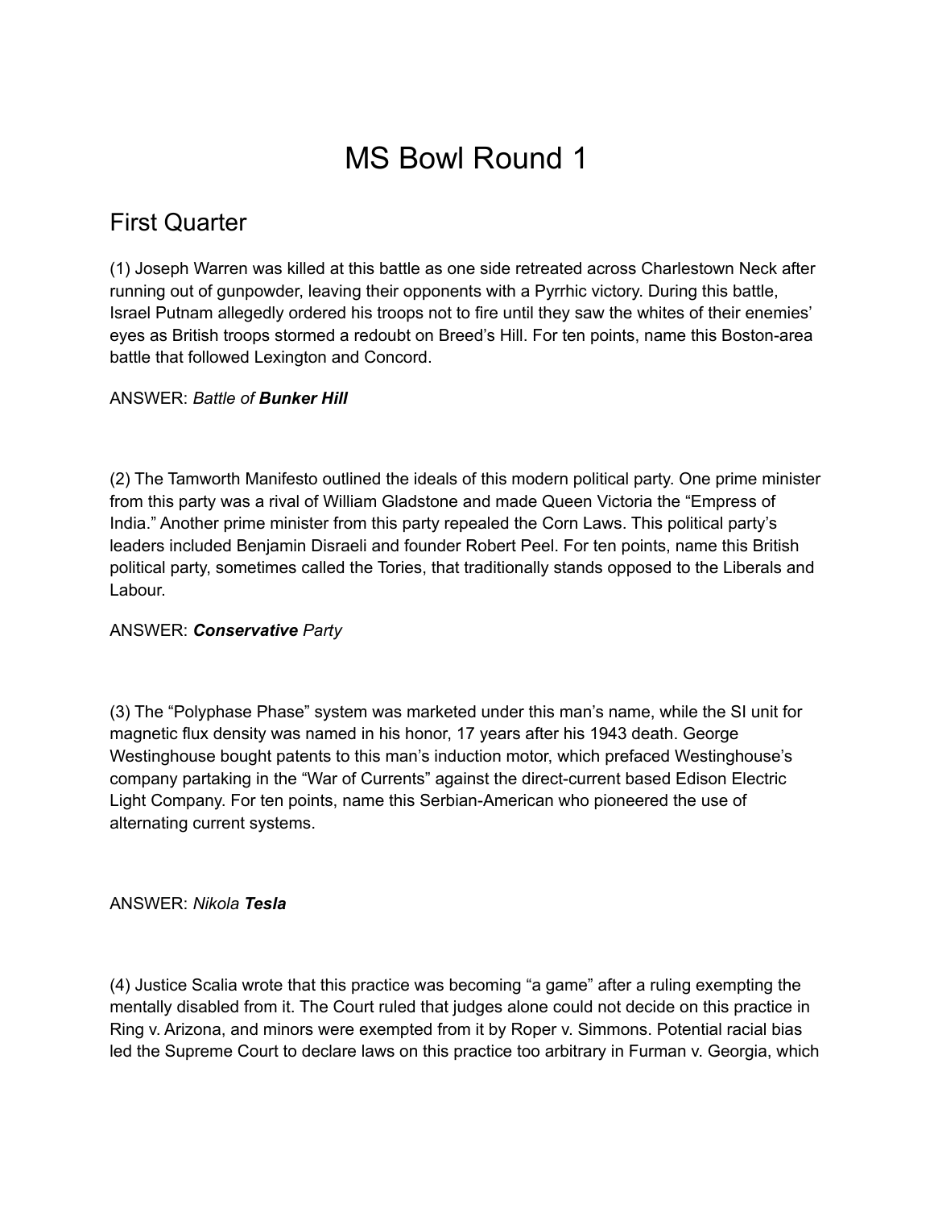# MS Bowl Round 1

## First Quarter

(1) Joseph Warren was killed at this battle as one side retreated across Charlestown Neck after running out of gunpowder, leaving their opponents with a Pyrrhic victory. During this battle, Israel Putnam allegedly ordered his troops not to fire until they saw the whites of their enemies' eyes as British troops stormed a redoubt on Breed's Hill. For ten points, name this Boston-area battle that followed Lexington and Concord.

ANSWER: *Battle of* ***Bunker Hill***

(2) The Tamworth Manifesto outlined the ideals of this modern political party. One prime minister from this party was a rival of William Gladstone and made Queen Victoria the "Empress of India." Another prime minister from this party repealed the Corn Laws. This political party's leaders included Benjamin Disraeli and founder Robert Peel. For ten points, name this British political party, sometimes called the Tories, that traditionally stands opposed to the Liberals and Labour.

ANSWER: ***Conservative*** *Party*

(3) The "Polyphase Phase" system was marketed under this man's name, while the SI unit for magnetic flux density was named in his honor, 17 years after his 1943 death. George Westinghouse bought patents to this man's induction motor, which prefaced Westinghouse's company partaking in the "War of Currents" against the direct-current based Edison Electric Light Company. For ten points, name this Serbian-American who pioneered the use of alternating current systems.

ANSWER: *Nikola* ***Tesla***

(4) Justice Scalia wrote that this practice was becoming "a game" after a ruling exempting the mentally disabled from it. The Court ruled that judges alone could not decide on this practice in Ring v. Arizona, and minors were exempted from it by Roper v. Simmons. Potential racial bias led the Supreme Court to declare laws on this practice too arbitrary in Furman v. Georgia, which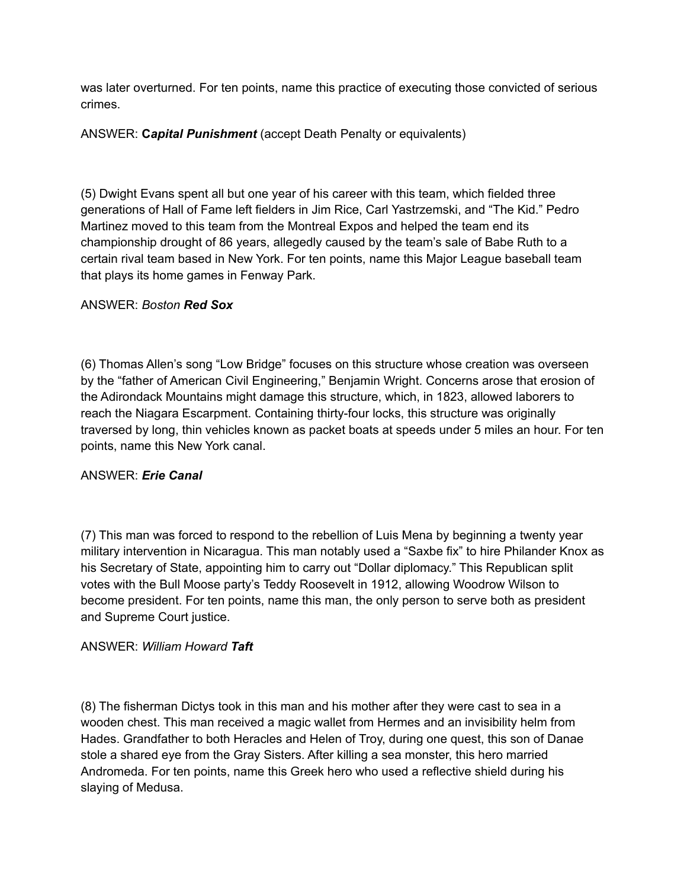was later overturned. For ten points, name this practice of executing those convicted of serious crimes.

ANSWER: **C*apital Punishment*** (accept Death Penalty or equivalents)

(5) Dwight Evans spent all but one year of his career with this team, which fielded three generations of Hall of Fame left fielders in Jim Rice, Carl Yastrzemski, and “The Kid.” Pedro Martinez moved to this team from the Montreal Expos and helped the team end its championship drought of 86 years, allegedly caused by the team’s sale of Babe Ruth to a certain rival team based in New York. For ten points, name this Major League baseball team that plays its home games in Fenway Park.

ANSWER: *Boston* ***Red Sox***

(6) Thomas Allen’s song “Low Bridge” focuses on this structure whose creation was overseen by the “father of American Civil Engineering,” Benjamin Wright. Concerns arose that erosion of the Adirondack Mountains might damage this structure, which, in 1823, allowed laborers to reach the Niagara Escarpment. Containing thirty-four locks, this structure was originally traversed by long, thin vehicles known as packet boats at speeds under 5 miles an hour. For ten points, name this New York canal.

ANSWER: ***Erie Canal***

(7) This man was forced to respond to the rebellion of Luis Mena by beginning a twenty year military intervention in Nicaragua. This man notably used a “Saxbe fix” to hire Philander Knox as his Secretary of State, appointing him to carry out “Dollar diplomacy.” This Republican split votes with the Bull Moose party’s Teddy Roosevelt in 1912, allowing Woodrow Wilson to become president. For ten points, name this man, the only person to serve both as president and Supreme Court justice.

ANSWER: *William Howard* ***Taft***

(8) The fisherman Dictys took in this man and his mother after they were cast to sea in a wooden chest. This man received a magic wallet from Hermes and an invisibility helm from Hades. Grandfather to both Heracles and Helen of Troy, during one quest, this son of Danae stole a shared eye from the Gray Sisters. After killing a sea monster, this hero married Andromeda. For ten points, name this Greek hero who used a reflective shield during his slaying of Medusa.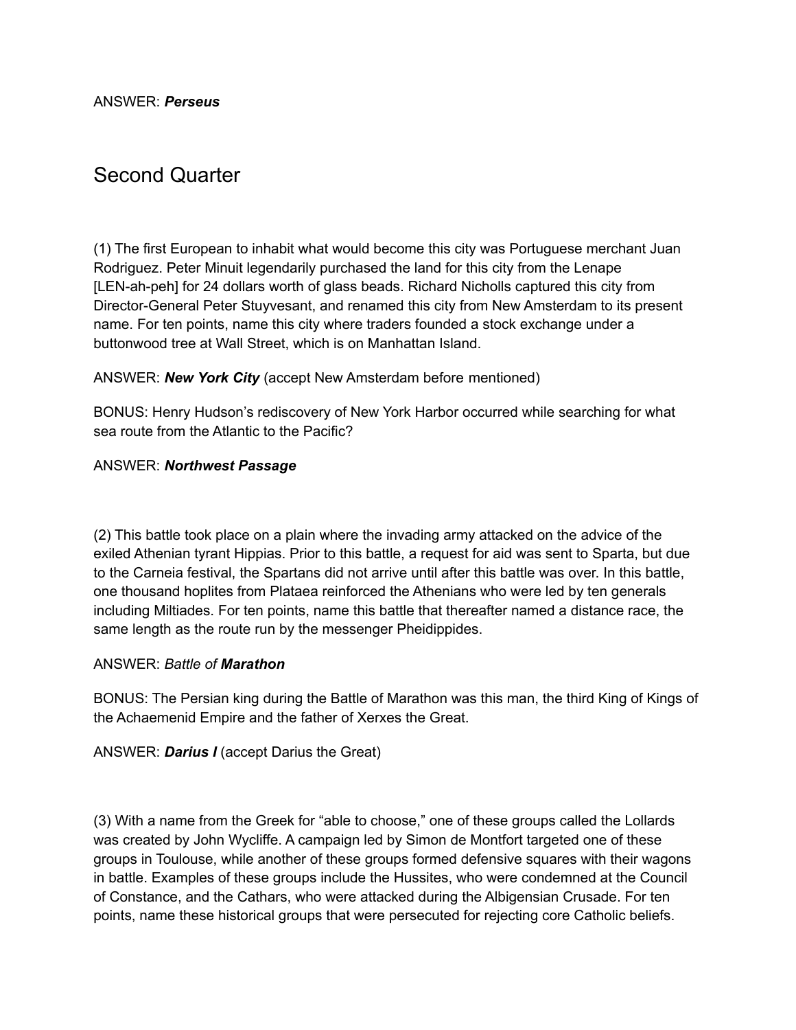ANSWER: ***Perseus***

## Second Quarter

(1) The first European to inhabit what would become this city was Portuguese merchant Juan Rodriguez. Peter Minuit legendarily purchased the land for this city from the Lenape [LEN-ah-peh] for 24 dollars worth of glass beads. Richard Nicholls captured this city from Director-General Peter Stuyvesant, and renamed this city from New Amsterdam to its present name. For ten points, name this city where traders founded a stock exchange under a buttonwood tree at Wall Street, which is on Manhattan Island.

ANSWER: ***New York City*** (accept New Amsterdam before mentioned)

BONUS: Henry Hudson's rediscovery of New York Harbor occurred while searching for what sea route from the Atlantic to the Pacific?

ANSWER: ***Northwest Passage***

(2) This battle took place on a plain where the invading army attacked on the advice of the exiled Athenian tyrant Hippias. Prior to this battle, a request for aid was sent to Sparta, but due to the Carneia festival, the Spartans did not arrive until after this battle was over. In this battle, one thousand hoplites from Plataea reinforced the Athenians who were led by ten generals including Miltiades. For ten points, name this battle that thereafter named a distance race, the same length as the route run by the messenger Pheidippides.

ANSWER: *Battle of* ***Marathon***

BONUS: The Persian king during the Battle of Marathon was this man, the third King of Kings of the Achaemenid Empire and the father of Xerxes the Great.

ANSWER: ***Darius I*** (accept Darius the Great)

(3) With a name from the Greek for "able to choose," one of these groups called the Lollards was created by John Wycliffe. A campaign led by Simon de Montfort targeted one of these groups in Toulouse, while another of these groups formed defensive squares with their wagons in battle. Examples of these groups include the Hussites, who were condemned at the Council of Constance, and the Cathars, who were attacked during the Albigensian Crusade. For ten points, name these historical groups that were persecuted for rejecting core Catholic beliefs.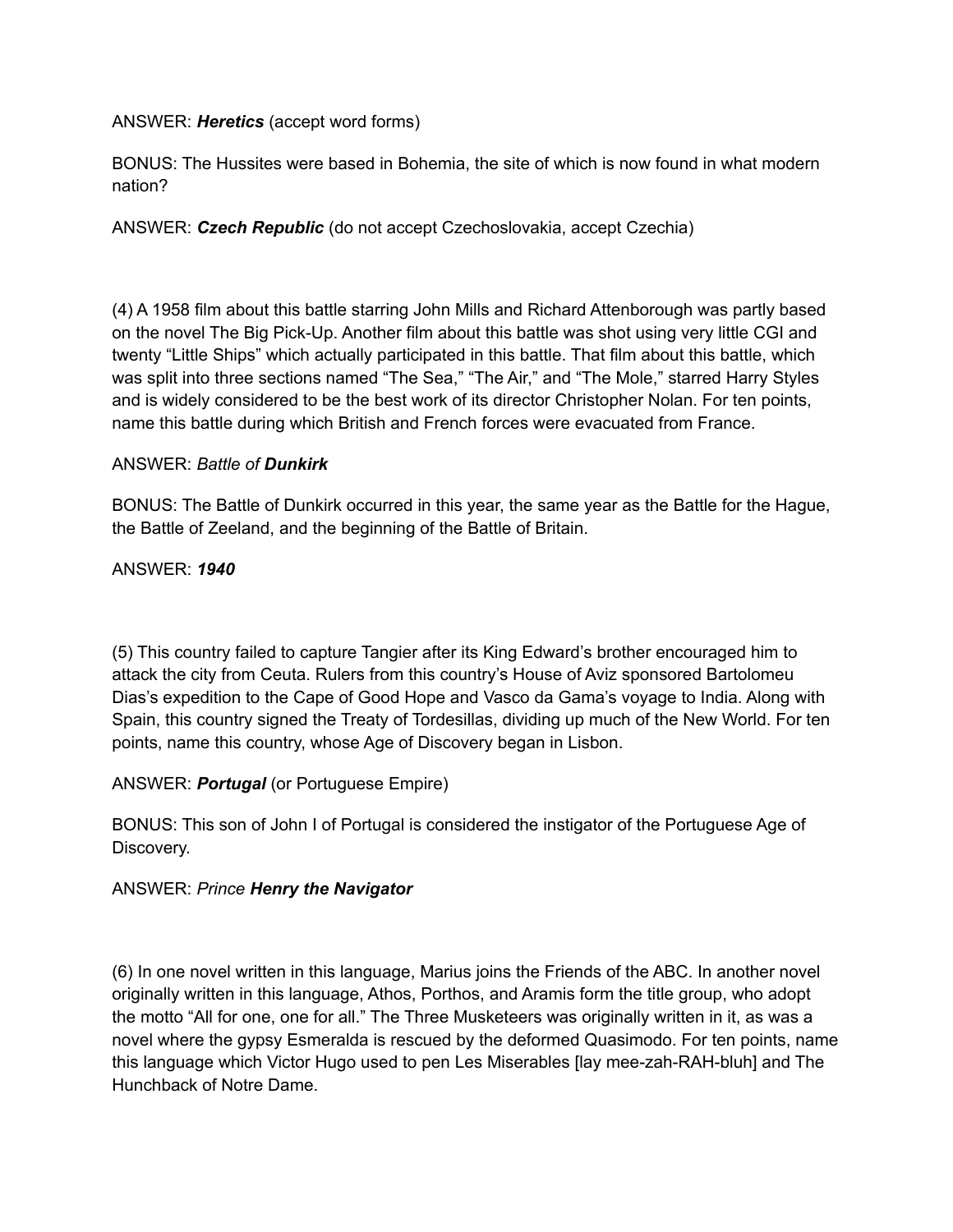ANSWER: ***Heretics*** (accept word forms)

BONUS: The Hussites were based in Bohemia, the site of which is now found in what modern nation?

ANSWER: ***Czech Republic*** (do not accept Czechoslovakia, accept Czechia)

(4) A 1958 film about this battle starring John Mills and Richard Attenborough was partly based on the novel The Big Pick-Up. Another film about this battle was shot using very little CGI and twenty "Little Ships" which actually participated in this battle. That film about this battle, which was split into three sections named "The Sea," "The Air," and "The Mole," starred Harry Styles and is widely considered to be the best work of its director Christopher Nolan. For ten points, name this battle during which British and French forces were evacuated from France.

ANSWER: *Battle of **Dunkirk***

BONUS: The Battle of Dunkirk occurred in this year, the same year as the Battle for the Hague, the Battle of Zeeland, and the beginning of the Battle of Britain.

ANSWER: ***1940***

(5) This country failed to capture Tangier after its King Edward's brother encouraged him to attack the city from Ceuta. Rulers from this country's House of Aviz sponsored Bartolomeu Dias's expedition to the Cape of Good Hope and Vasco da Gama's voyage to India. Along with Spain, this country signed the Treaty of Tordesillas, dividing up much of the New World. For ten points, name this country, whose Age of Discovery began in Lisbon.

ANSWER: ***Portugal*** (or Portuguese Empire)

BONUS: This son of John I of Portugal is considered the instigator of the Portuguese Age of Discovery.

ANSWER: *Prince **Henry the Navigator***

(6) In one novel written in this language, Marius joins the Friends of the ABC. In another novel originally written in this language, Athos, Porthos, and Aramis form the title group, who adopt the motto "All for one, one for all." The Three Musketeers was originally written in it, as was a novel where the gypsy Esmeralda is rescued by the deformed Quasimodo. For ten points, name this language which Victor Hugo used to pen Les Miserables [lay mee-zah-RAH-bluh] and The Hunchback of Notre Dame.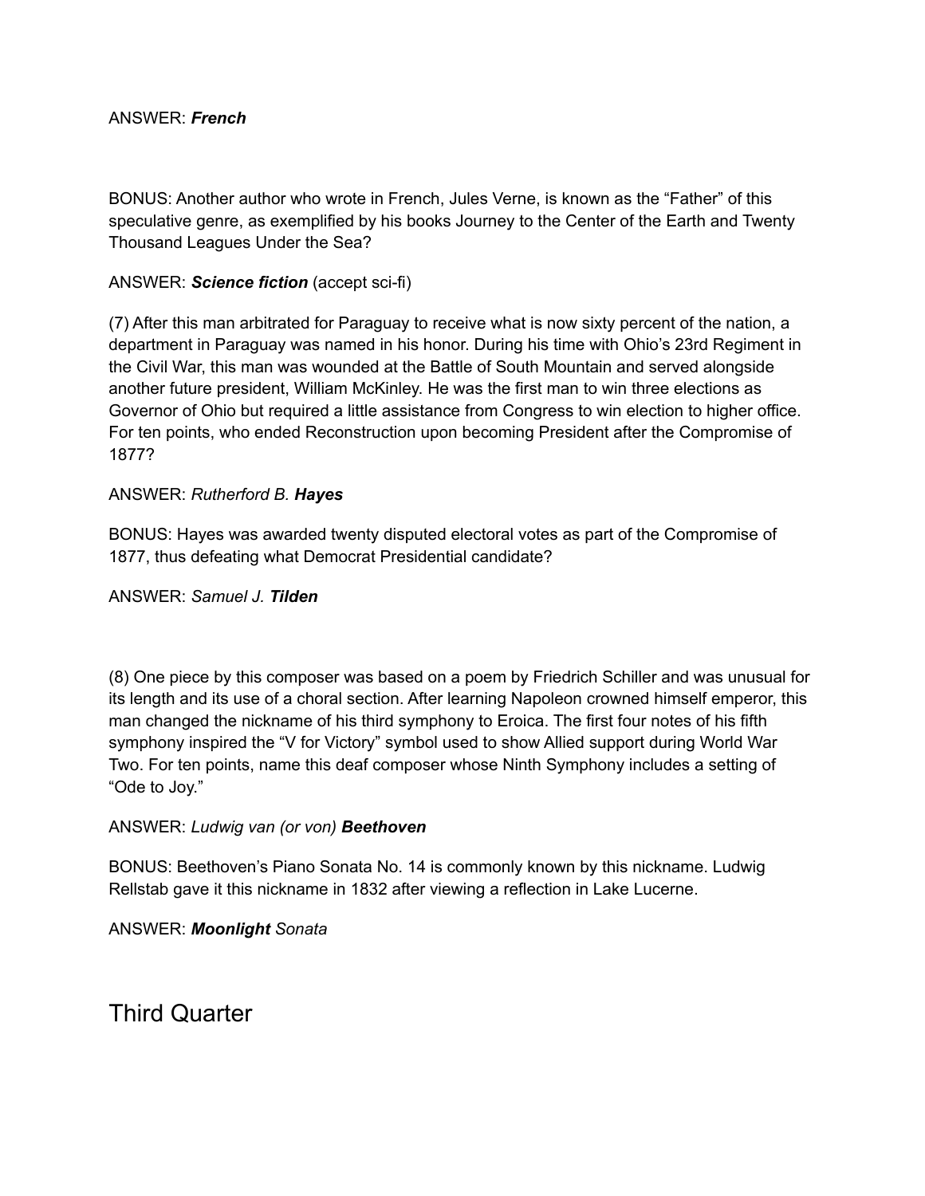ANSWER: ***French***

BONUS: Another author who wrote in French, Jules Verne, is known as the "Father" of this speculative genre, as exemplified by his books Journey to the Center of the Earth and Twenty Thousand Leagues Under the Sea?

ANSWER: ***Science fiction*** (accept sci-fi)

(7) After this man arbitrated for Paraguay to receive what is now sixty percent of the nation, a department in Paraguay was named in his honor. During his time with Ohio's 23rd Regiment in the Civil War, this man was wounded at the Battle of South Mountain and served alongside another future president, William McKinley. He was the first man to win three elections as Governor of Ohio but required a little assistance from Congress to win election to higher office. For ten points, who ended Reconstruction upon becoming President after the Compromise of 1877?

ANSWER: *Rutherford B.* ***Hayes***

BONUS: Hayes was awarded twenty disputed electoral votes as part of the Compromise of 1877, thus defeating what Democrat Presidential candidate?

ANSWER: *Samuel J.* ***Tilden***

(8) One piece by this composer was based on a poem by Friedrich Schiller and was unusual for its length and its use of a choral section. After learning Napoleon crowned himself emperor, this man changed the nickname of his third symphony to Eroica. The first four notes of his fifth symphony inspired the "V for Victory" symbol used to show Allied support during World War Two. For ten points, name this deaf composer whose Ninth Symphony includes a setting of "Ode to Joy."

ANSWER: *Ludwig van (or von)* ***Beethoven***

BONUS: Beethoven's Piano Sonata No. 14 is commonly known by this nickname. Ludwig Rellstab gave it this nickname in 1832 after viewing a reflection in Lake Lucerne.

ANSWER: ***Moonlight*** *Sonata*

# Third Quarter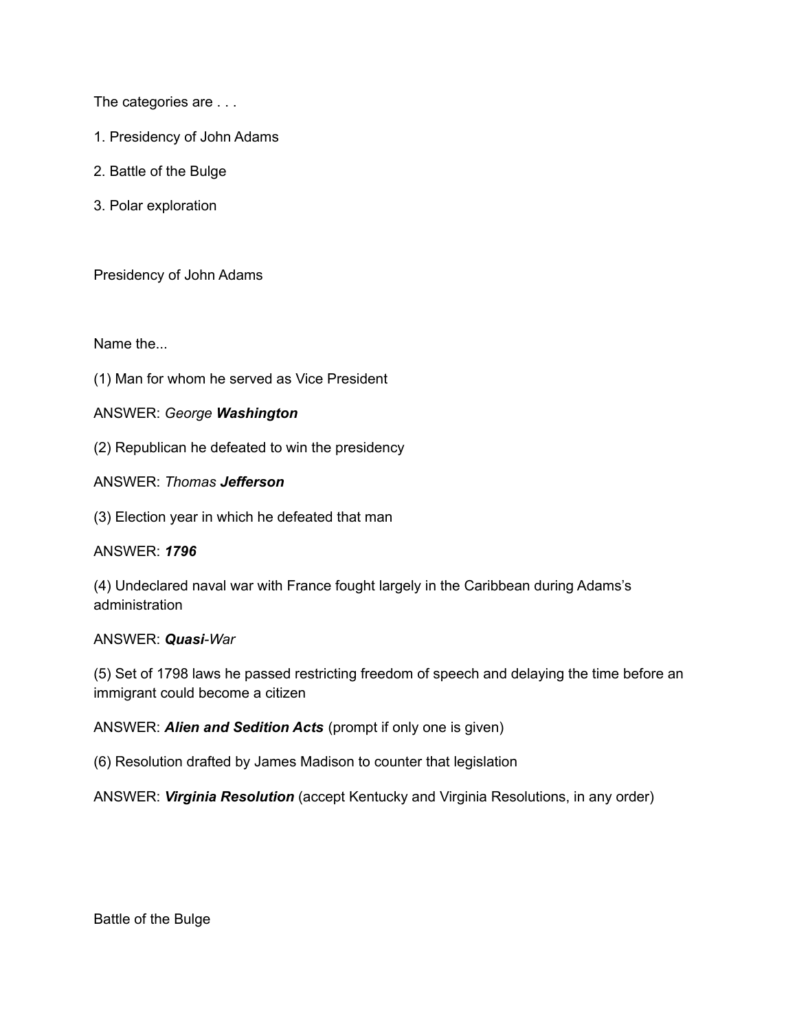The categories are . . .

1. Presidency of John Adams

2. Battle of the Bulge

3. Polar exploration

Presidency of John Adams

Name the...

(1) Man for whom he served as Vice President

ANSWER: *George **Washington***

(2) Republican he defeated to win the presidency

ANSWER: *Thomas **Jefferson***

(3) Election year in which he defeated that man

ANSWER: ***1796***

(4) Undeclared naval war with France fought largely in the Caribbean during Adams's administration

ANSWER: ***Quasi**-War*

(5) Set of 1798 laws he passed restricting freedom of speech and delaying the time before an immigrant could become a citizen

ANSWER: ***Alien and Sedition Acts*** (prompt if only one is given)

(6) Resolution drafted by James Madison to counter that legislation

ANSWER: ***Virginia Resolution*** (accept Kentucky and Virginia Resolutions, in any order)

Battle of the Bulge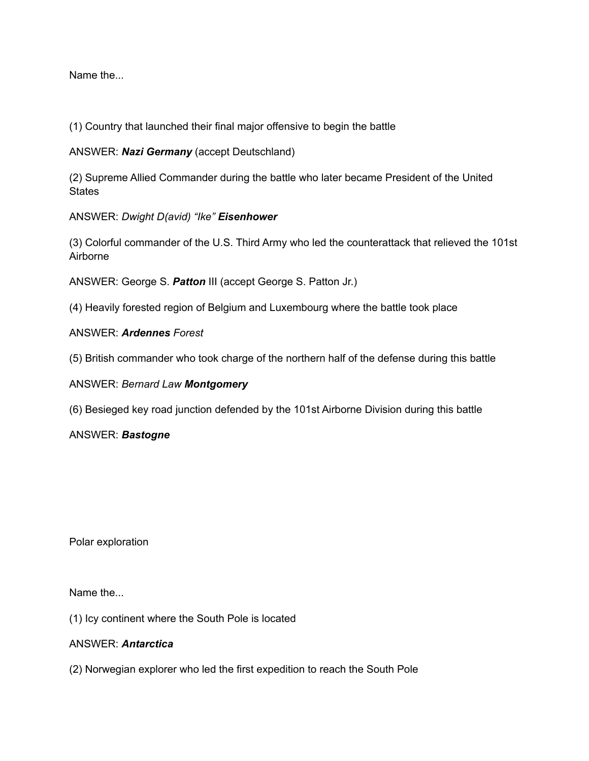Name the...

(1) Country that launched their final major offensive to begin the battle

ANSWER: ***Nazi Germany*** (accept Deutschland)

(2) Supreme Allied Commander during the battle who later became President of the United States

ANSWER: *Dwight D(avid) "Ike"* ***Eisenhower***

(3) Colorful commander of the U.S. Third Army who led the counterattack that relieved the 101st Airborne

ANSWER: George S. ***Patton*** III (accept George S. Patton Jr.)

(4) Heavily forested region of Belgium and Luxembourg where the battle took place

ANSWER: ***Ardennes*** *Forest*

(5) British commander who took charge of the northern half of the defense during this battle

ANSWER: *Bernard Law* ***Montgomery***

(6) Besieged key road junction defended by the 101st Airborne Division during this battle

ANSWER: ***Bastogne***

Polar exploration

Name the...

(1) Icy continent where the South Pole is located

ANSWER: ***Antarctica***

(2) Norwegian explorer who led the first expedition to reach the South Pole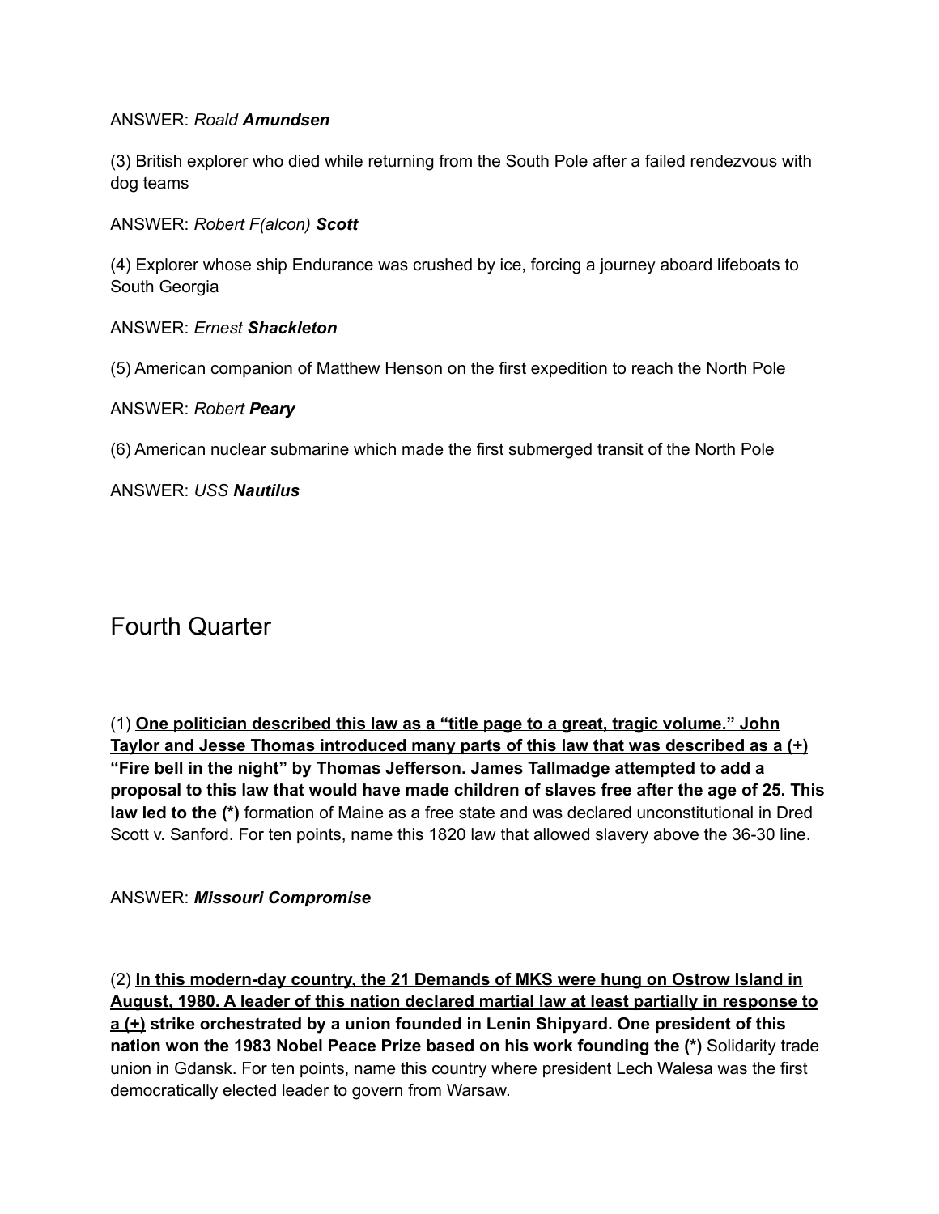ANSWER: *Roald* ***Amundsen***

(3) British explorer who died while returning from the South Pole after a failed rendezvous with dog teams

ANSWER: *Robert F(alcon)* ***Scott***

(4) Explorer whose ship Endurance was crushed by ice, forcing a journey aboard lifeboats to South Georgia

ANSWER: *Ernest* ***Shackleton***

(5) American companion of Matthew Henson on the first expedition to reach the North Pole

ANSWER: *Robert* ***Peary***

(6) American nuclear submarine which made the first submerged transit of the North Pole

ANSWER: *USS* ***Nautilus***

## Fourth Quarter

(1) <u>**One politician described this law as a "title page to a great, tragic volume." John Taylor and Jesse Thomas introduced many parts of this law that was described as a (+)**</u> **"Fire bell in the night" by Thomas Jefferson. James Tallmadge attempted to add a proposal to this law that would have made children of slaves free after the age of 25. This law led to the (\*)** formation of Maine as a free state and was declared unconstitutional in Dred Scott v. Sanford. For ten points, name this 1820 law that allowed slavery above the 36-30 line.

ANSWER: ***Missouri Compromise***

(2) <u>**In this modern-day country, the 21 Demands of MKS were hung on Ostrow Island in August, 1980. A leader of this nation declared martial law at least partially in response to a (+)**</u> **strike orchestrated by a union founded in Lenin Shipyard. One president of this nation won the 1983 Nobel Peace Prize based on his work founding the (\*)** Solidarity trade union in Gdansk. For ten points, name this country where president Lech Walesa was the first democratically elected leader to govern from Warsaw.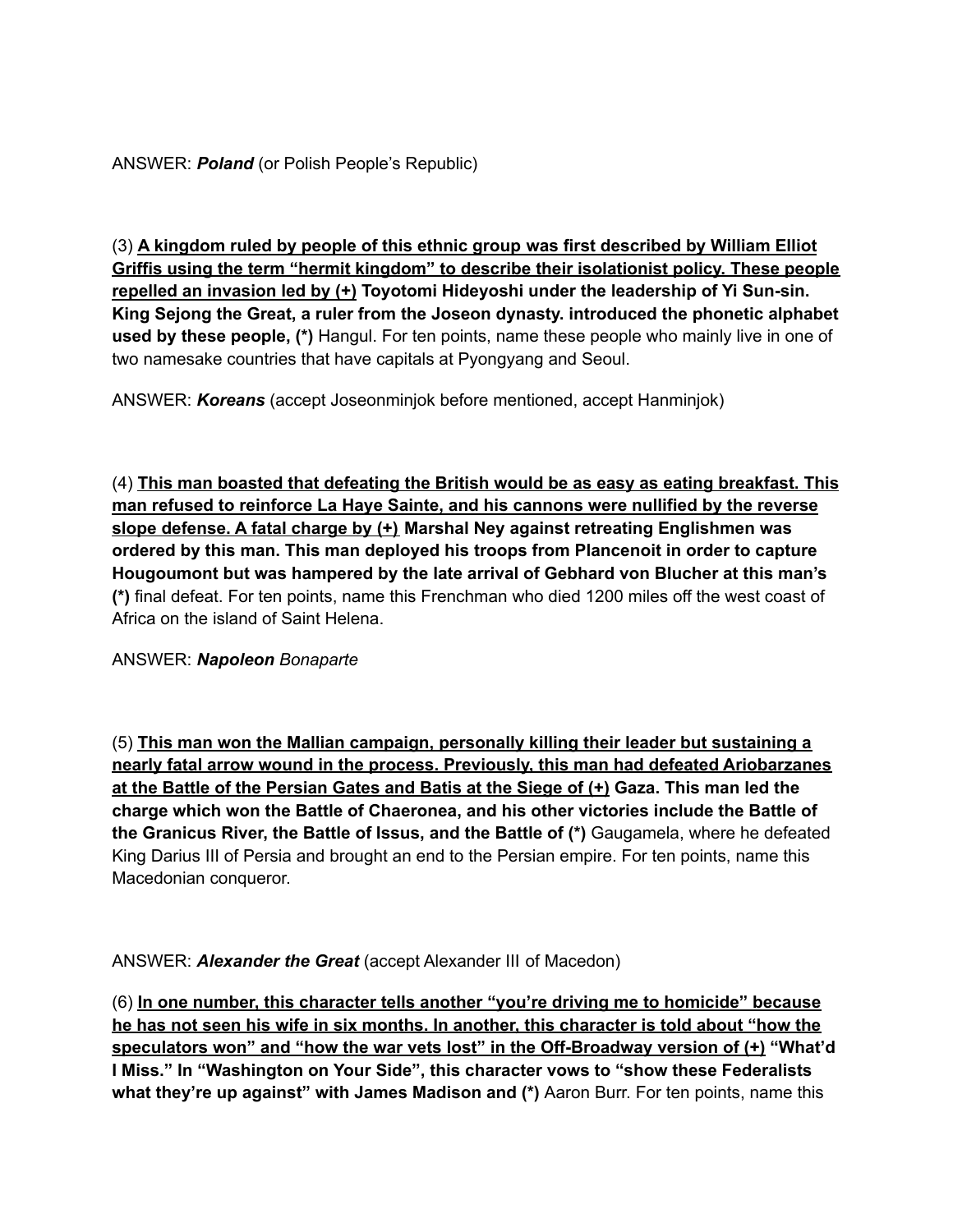ANSWER: ***Poland*** (or Polish People's Republic)

(3) **<u>A kingdom ruled by people of this ethnic group was first described by William Elliot Griffis using the term "hermit kingdom" to describe their isolationist policy. These people repelled an invasion led by (+)</u> Toyotomi Hideyoshi under the leadership of Yi Sun-sin. King Sejong the Great, a ruler from the Joseon dynasty. introduced the phonetic alphabet used by these people, (*)** Hangul. For ten points, name these people who mainly live in one of two namesake countries that have capitals at Pyongyang and Seoul.

ANSWER: ***Koreans*** (accept Joseonminjok before mentioned, accept Hanminjok)

(4) **<u>This man boasted that defeating the British would be as easy as eating breakfast. This man refused to reinforce La Haye Sainte, and his cannons were nullified by the reverse slope defense. A fatal charge by (+)</u> Marshal Ney against retreating Englishmen was ordered by this man. This man deployed his troops from Plancenoit in order to capture Hougoumont but was hampered by the late arrival of Gebhard von Blucher at this man's (*)** final defeat. For ten points, name this Frenchman who died 1200 miles off the west coast of Africa on the island of Saint Helena.

ANSWER: ***Napoleon*** *Bonaparte*

(5) **<u>This man won the Mallian campaign, personally killing their leader but sustaining a nearly fatal arrow wound in the process. Previously, this man had defeated Ariobarzanes at the Battle of the Persian Gates and Batis at the Siege of (+)</u> Gaza. This man led the charge which won the Battle of Chaeronea, and his other victories include the Battle of the Granicus River, the Battle of Issus, and the Battle of (*)** Gaugamela, where he defeated King Darius III of Persia and brought an end to the Persian empire. For ten points, name this Macedonian conqueror.

ANSWER: ***Alexander the Great*** (accept Alexander III of Macedon)

(6) **<u>In one number, this character tells another "you're driving me to homicide" because he has not seen his wife in six months. In another, this character is told about "how the speculators won" and "how the war vets lost" in the Off-Broadway version of (+)</u> "What'd I Miss." In "Washington on Your Side", this character vows to "show these Federalists what they're up against" with James Madison and (*)** Aaron Burr. For ten points, name this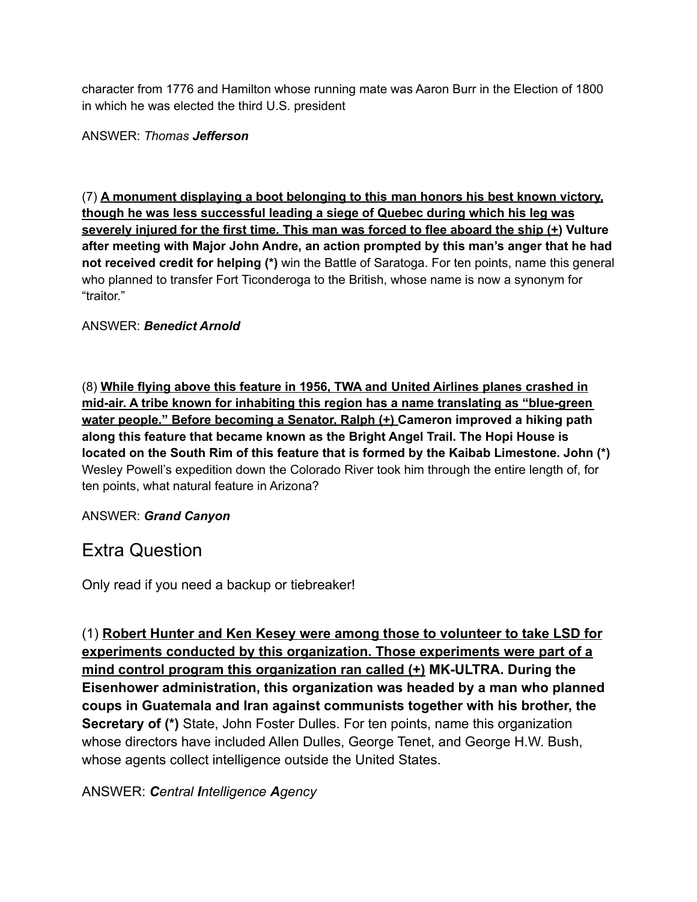character from 1776 and Hamilton whose running mate was Aaron Burr in the Election of 1800 in which he was elected the third U.S. president

ANSWER: *Thomas* ***Jefferson***

(7) <u>**A monument displaying a boot belonging to this man honors his best known victory, though he was less successful leading a siege of Quebec during which his leg was severely injured for the first time. This man was forced to flee aboard the ship (+)**</u> **Vulture after meeting with Major John Andre, an action prompted by this man's anger that he had not received credit for helping (*)** win the Battle of Saratoga. For ten points, name this general who planned to transfer Fort Ticonderoga to the British, whose name is now a synonym for "traitor."

ANSWER: ***Benedict Arnold***

(8) <u>**While flying above this feature in 1956, TWA and United Airlines planes crashed in mid-air. A tribe known for inhabiting this region has a name translating as "blue-green water people." Before becoming a Senator, Ralph (+)**</u> **Cameron improved a hiking path along this feature that became known as the Bright Angel Trail. The Hopi House is located on the South Rim of this feature that is formed by the Kaibab Limestone. John (*)** Wesley Powell's expedition down the Colorado River took him through the entire length of, for ten points, what natural feature in Arizona?

ANSWER: ***Grand Canyon***

## Extra Question

Only read if you need a backup or tiebreaker!

(1) <u>**Robert Hunter and Ken Kesey were among those to volunteer to take LSD for experiments conducted by this organization. Those experiments were part of a mind control program this organization ran called (+)**</u> **MK-ULTRA. During the Eisenhower administration, this organization was headed by a man who planned coups in Guatemala and Iran against communists together with his brother, the Secretary of (*)** State, John Foster Dulles. For ten points, name this organization whose directors have included Allen Dulles, George Tenet, and George H.W. Bush, whose agents collect intelligence outside the United States.

ANSWER: ***C****entral* ***I****ntelligence* ***A****gency*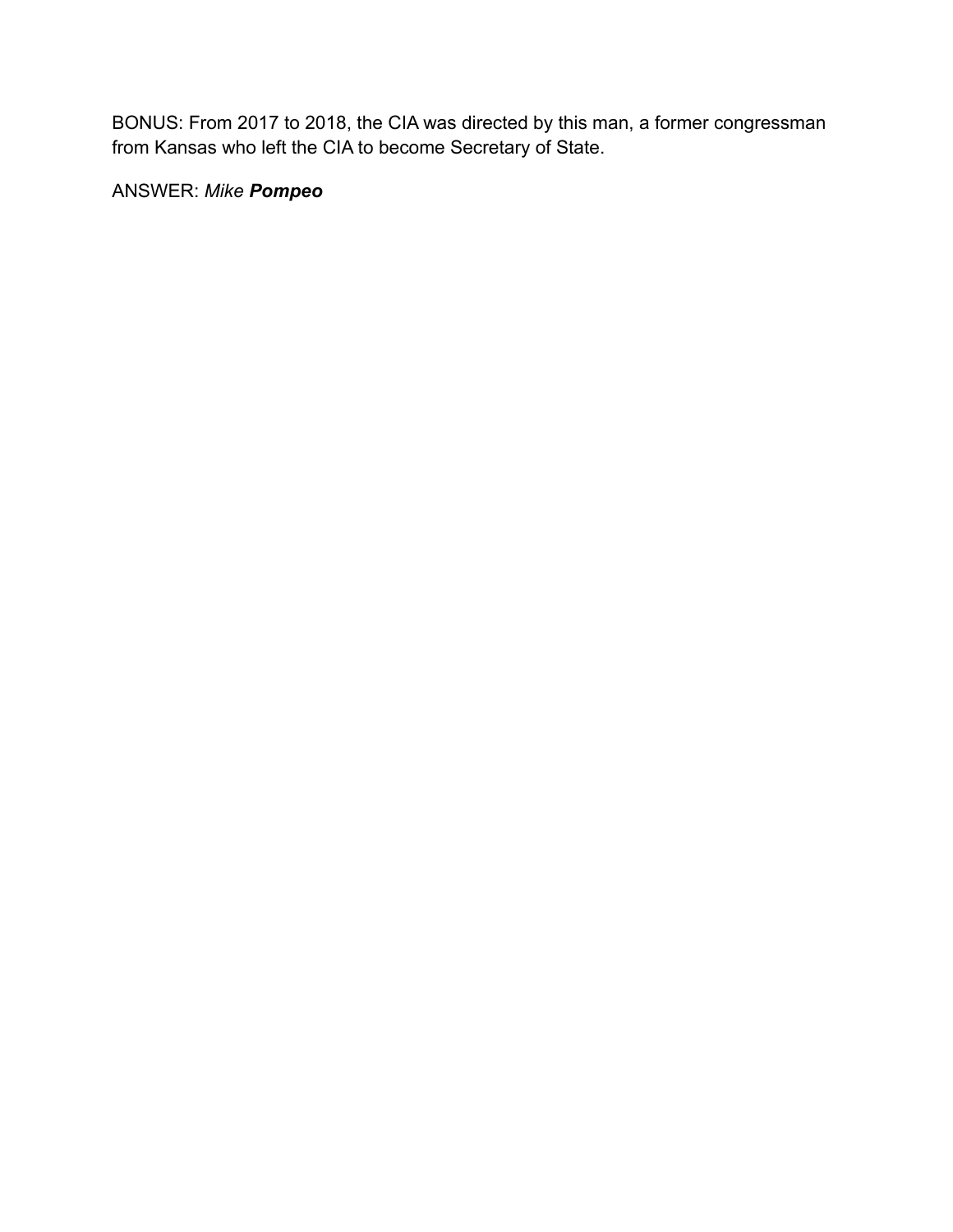BONUS: From 2017 to 2018, the CIA was directed by this man, a former congressman from Kansas who left the CIA to become Secretary of State.

ANSWER: *Mike* ***Pompeo***